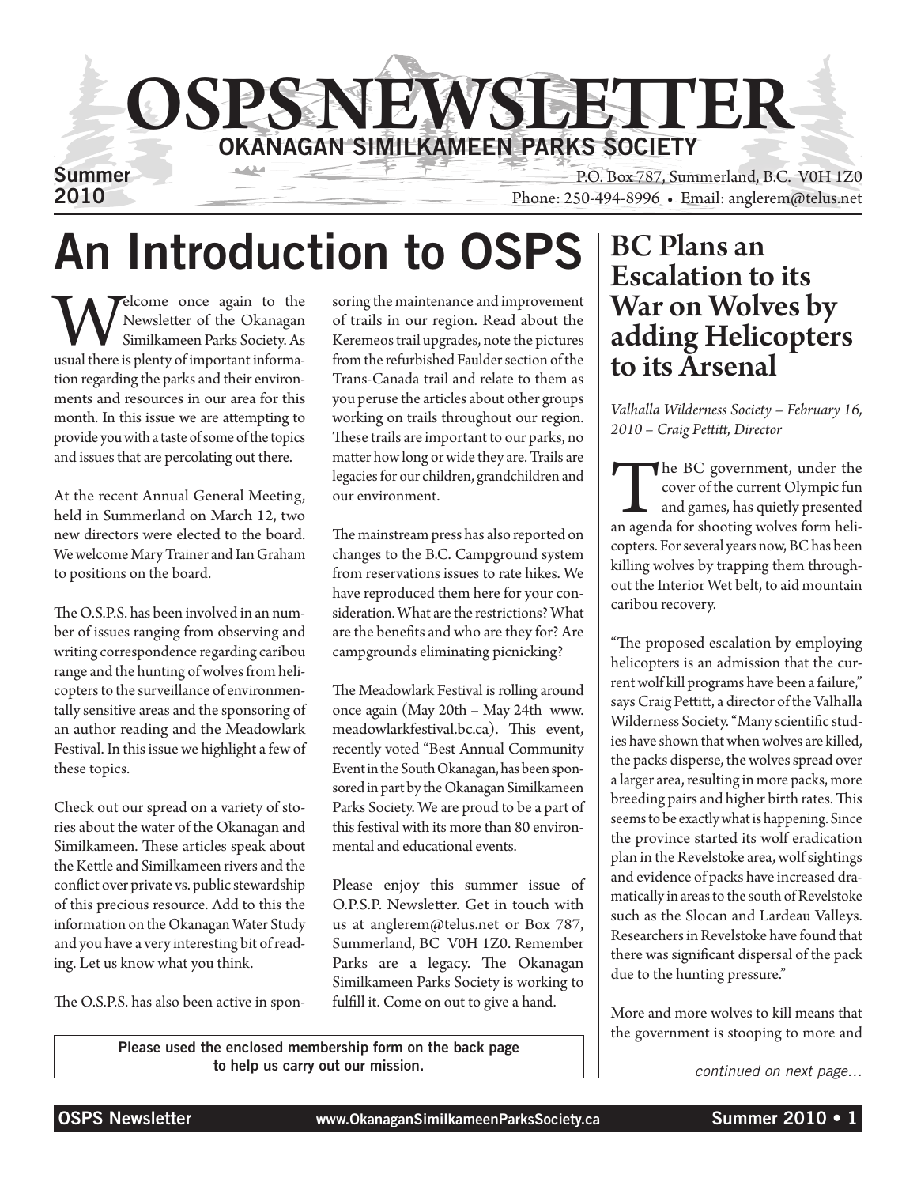# OSPS NEWSLETTER

## OKANAGAN SIMILKAMEEN PARKS SOCIETY

Summer 2010

P.O. Box 787, Summerland, B.C. V0H 1Z0
Phone: 250-494-8996 • Email: anglerem@telus.net

# An Introduction to OSPS

Welcome once again to the Newsletter of the Okanagan Similkameen Parks Society. As usual there is plenty of important information regarding the parks and their environments and resources in our area for this month. In this issue we are attempting to provide you with a taste of some of the topics and issues that are percolating out there.

At the recent Annual General Meeting, held in Summerland on March 12, two new directors were elected to the board. We welcome Mary Trainer and Ian Graham to positions on the board.

The O.S.P.S. has been involved in an number of issues ranging from observing and writing correspondence regarding caribou range and the hunting of wolves from helicopters to the surveillance of environmentally sensitive areas and the sponsoring of an author reading and the Meadowlark Festival. In this issue we highlight a few of these topics.

Check out our spread on a variety of stories about the water of the Okanagan and Similkameen. These articles speak about the Kettle and Similkameen rivers and the conflict over private vs. public stewardship of this precious resource. Add to this the information on the Okanagan Water Study and you have a very interesting bit of reading. Let us know what you think.

The O.S.P.S. has also been active in sponsoring the maintenance and improvement of trails in our region. Read about the Keremeos trail upgrades, note the pictures from the refurbished Faulder section of the Trans-Canada trail and relate to them as you peruse the articles about other groups working on trails throughout our region. These trails are important to our parks, no matter how long or wide they are. Trails are legacies for our children, grandchildren and our environment.

The mainstream press has also reported on changes to the B.C. Campground system from reservations issues to rate hikes. We have reproduced them here for your consideration. What are the restrictions? What are the benefits and who are they for? Are campgrounds eliminating picnicking?

The Meadowlark Festival is rolling around once again (May 20th – May 24th www.meadowlarkfestival.bc.ca). This event, recently voted "Best Annual Community Event in the South Okanagan, has been sponsored in part by the Okanagan Similkameen Parks Society. We are proud to be a part of this festival with its more than 80 environmental and educational events.

Please enjoy this summer issue of O.P.S.P. Newsletter. Get in touch with us at anglerem@telus.net or Box 787, Summerland, BC V0H 1Z0. Remember Parks are a legacy. The Okanagan Similkameen Parks Society is working to fulfill it. Come on out to give a hand.

**Please used the enclosed membership form on the back page to help us carry out our mission.**

# BC Plans an Escalation to its War on Wolves by adding Helicopters to its Arsenal

*Valhalla Wilderness Society – February 16, 2010 – Craig Pettitt, Director*

The BC government, under the cover of the current Olympic fun and games, has quietly presented an agenda for shooting wolves form helicopters. For several years now, BC has been killing wolves by trapping them throughout the Interior Wet belt, to aid mountain caribou recovery.

"The proposed escalation by employing helicopters is an admission that the current wolf kill programs have been a failure," says Craig Pettitt, a director of the Valhalla Wilderness Society. "Many scientific studies have shown that when wolves are killed, the packs disperse, the wolves spread over a larger area, resulting in more packs, more breeding pairs and higher birth rates. This seems to be exactly what is happening. Since the province started its wolf eradication plan in the Revelstoke area, wolf sightings and evidence of packs have increased dramatically in areas to the south of Revelstoke such as the Slocan and Lardeau Valleys. Researchers in Revelstoke have found that there was significant dispersal of the pack due to the hunting pressure."

More and more wolves to kill means that the government is stooping to more and

*continued on next page…*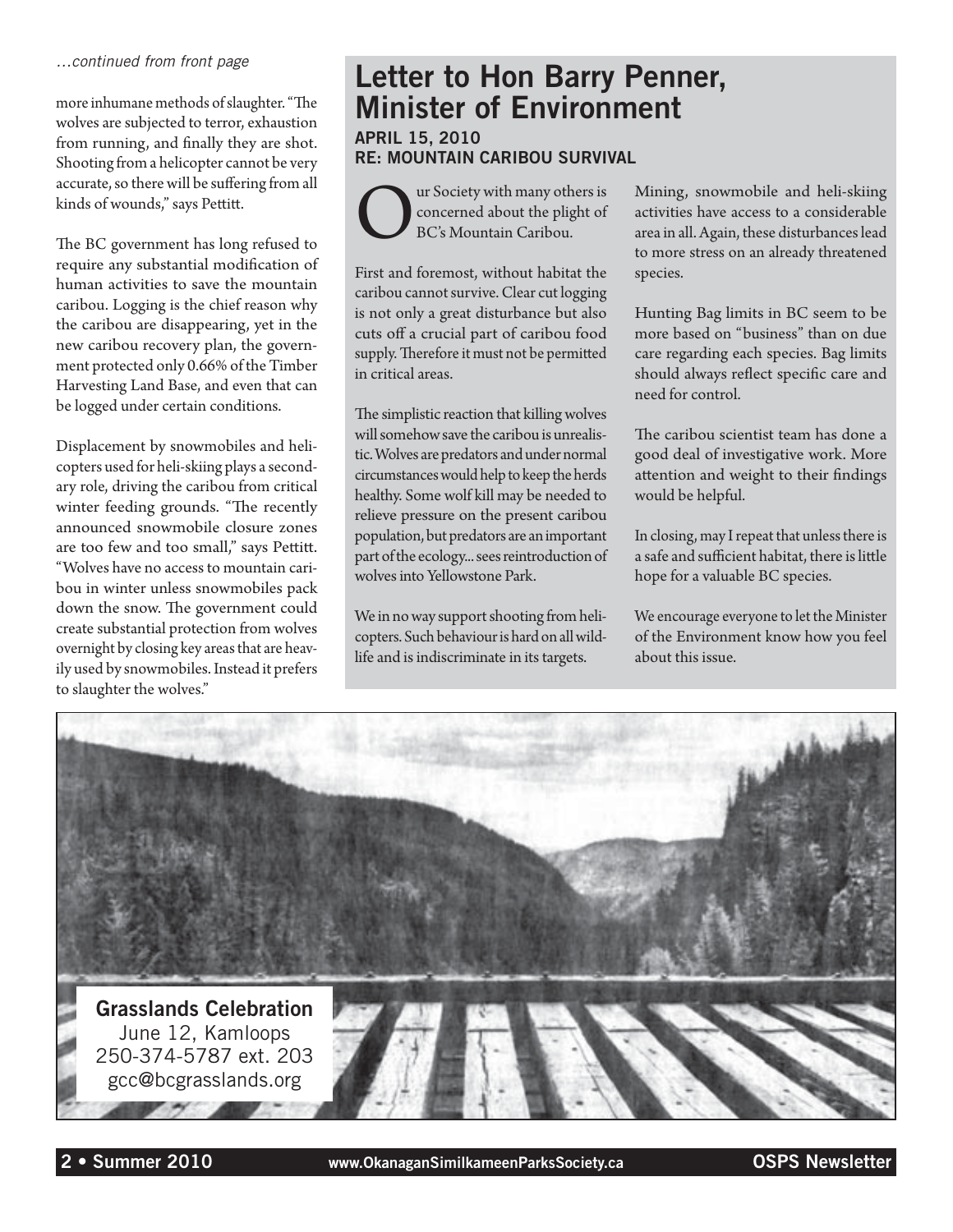*...continued from front page*

more inhumane methods of slaughter. "The wolves are subjected to terror, exhaustion from running, and finally they are shot. Shooting from a helicopter cannot be very accurate, so there will be suffering from all kinds of wounds," says Pettitt.

The BC government has long refused to require any substantial modification of human activities to save the mountain caribou. Logging is the chief reason why the caribou are disappearing, yet in the new caribou recovery plan, the government protected only 0.66% of the Timber Harvesting Land Base, and even that can be logged under certain conditions.

Displacement by snowmobiles and helicopters used for heli-skiing plays a secondary role, driving the caribou from critical winter feeding grounds. "The recently announced snowmobile closure zones are too few and too small," says Pettitt. "Wolves have no access to mountain caribou in winter unless snowmobiles pack down the snow. The government could create substantial protection from wolves overnight by closing key areas that are heavily used by snowmobiles. Instead it prefers to slaughter the wolves."

## Letter to Hon Barry Penner, Minister of Environment

**APRIL 15, 2010**
**RE: MOUNTAIN CARIBOU SURVIVAL**

Our Society with many others is concerned about the plight of BC's Mountain Caribou.

First and foremost, without habitat the caribou cannot survive. Clear cut logging is not only a great disturbance but also cuts off a crucial part of caribou food supply. Therefore it must not be permitted in critical areas.

The simplistic reaction that killing wolves will somehow save the caribou is unrealistic. Wolves are predators and under normal circumstances would help to keep the herds healthy. Some wolf kill may be needed to relieve pressure on the present caribou population, but predators are an important part of the ecology... sees reintroduction of wolves into Yellowstone Park.

We in no way support shooting from helicopters. Such behaviour is hard on all wildlife and is indiscriminate in its targets.

Mining, snowmobile and heli-skiing activities have access to a considerable area in all. Again, these disturbances lead to more stress on an already threatened species.

Hunting Bag limits in BC seem to be more based on "business" than on due care regarding each species. Bag limits should always reflect specific care and need for control.

The caribou scientist team has done a good deal of investigative work. More attention and weight to their findings would be helpful.

In closing, may I repeat that unless there is a safe and sufficient habitat, there is little hope for a valuable BC species.

We encourage everyone to let the Minister of the Environment know how you feel about this issue.

**Grasslands Celebration**
June 12, Kamloops
250-374-5787 ext. 203
gcc@bcgrasslands.org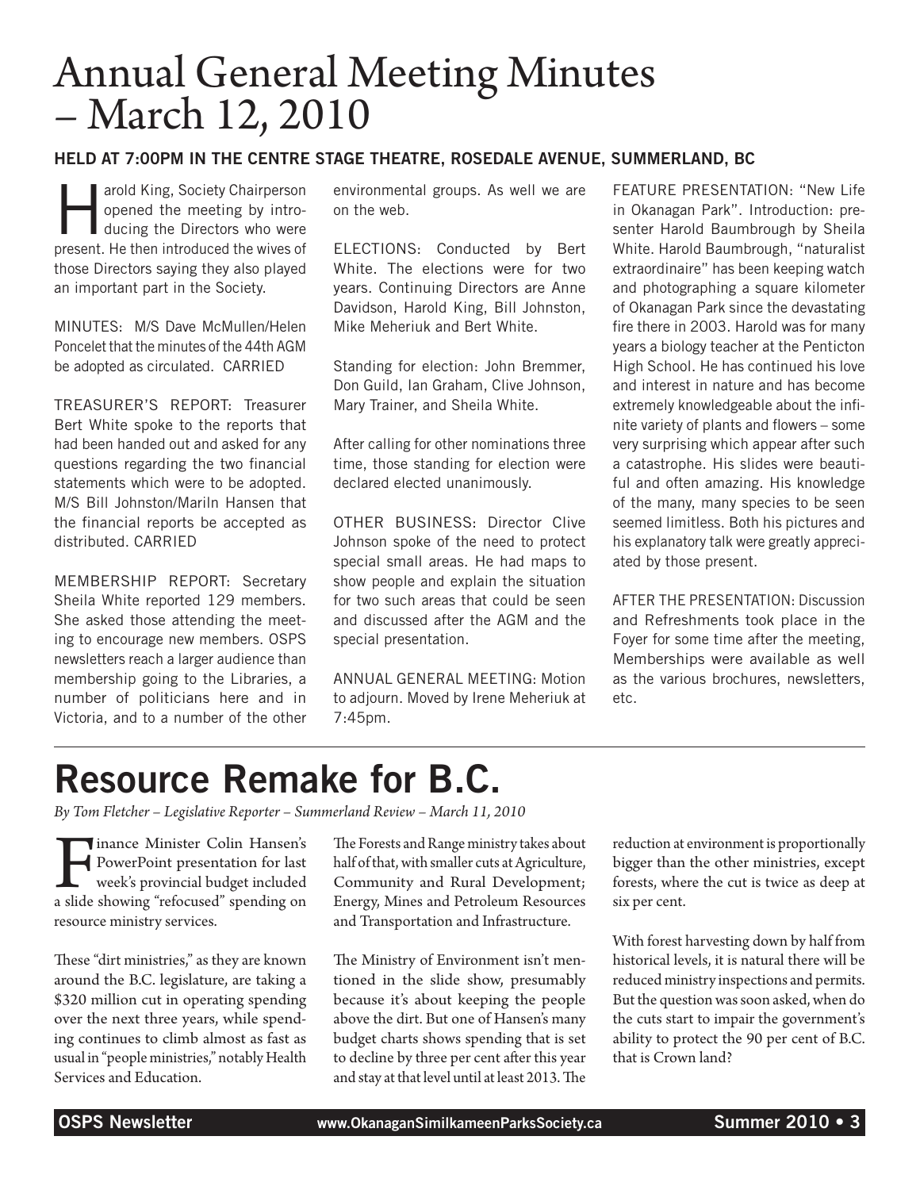# Annual General Meeting Minutes – March 12, 2010

**HELD AT 7:00PM IN THE CENTRE STAGE THEATRE, ROSEDALE AVENUE, SUMMERLAND, BC**

Harold King, Society Chairperson opened the meeting by introducing the Directors who were present. He then introduced the wives of those Directors saying they also played an important part in the Society.

MINUTES: M/S Dave McMullen/Helen Poncelet that the minutes of the 44th AGM be adopted as circulated. CARRIED

TREASURER'S REPORT: Treasurer Bert White spoke to the reports that had been handed out and asked for any questions regarding the two financial statements which were to be adopted. M/S Bill Johnston/Mariln Hansen that the financial reports be accepted as distributed. CARRIED

MEMBERSHIP REPORT: Secretary Sheila White reported 129 members. She asked those attending the meeting to encourage new members. OSPS newsletters reach a larger audience than membership going to the Libraries, a number of politicians here and in Victoria, and to a number of the other environmental groups. As well we are on the web.

ELECTIONS: Conducted by Bert White. The elections were for two years. Continuing Directors are Anne Davidson, Harold King, Bill Johnston, Mike Meheriuk and Bert White.

Standing for election: John Bremmer, Don Guild, Ian Graham, Clive Johnson, Mary Trainer, and Sheila White.

After calling for other nominations three time, those standing for election were declared elected unanimously.

OTHER BUSINESS: Director Clive Johnson spoke of the need to protect special small areas. He had maps to show people and explain the situation for two such areas that could be seen and discussed after the AGM and the special presentation.

ANNUAL GENERAL MEETING: Motion to adjourn. Moved by Irene Meheriuk at 7:45pm.

FEATURE PRESENTATION: "New Life in Okanagan Park". Introduction: presenter Harold Baumbrough by Sheila White. Harold Baumbrough, "naturalist extraordinaire" has been keeping watch and photographing a square kilometer of Okanagan Park since the devastating fire there in 2003. Harold was for many years a biology teacher at the Penticton High School. He has continued his love and interest in nature and has become extremely knowledgeable about the infinite variety of plants and flowers – some very surprising which appear after such a catastrophe. His slides were beautiful and often amazing. His knowledge of the many, many species to be seen seemed limitless. Both his pictures and his explanatory talk were greatly appreciated by those present.

AFTER THE PRESENTATION: Discussion and Refreshments took place in the Foyer for some time after the meeting, Memberships were available as well as the various brochures, newsletters, etc.

# Resource Remake for B.C.

*By Tom Fletcher – Legislative Reporter – Summerland Review – March 11, 2010*

Finance Minister Colin Hansen's PowerPoint presentation for last week's provincial budget included a slide showing "refocused" spending on resource ministry services.

These "dirt ministries," as they are known around the B.C. legislature, are taking a $320 million cut in operating spending over the next three years, while spending continues to climb almost as fast as usual in "people ministries," notably Health Services and Education.

The Forests and Range ministry takes about half of that, with smaller cuts at Agriculture, Community and Rural Development; Energy, Mines and Petroleum Resources and Transportation and Infrastructure.

The Ministry of Environment isn't mentioned in the slide show, presumably because it's about keeping the people above the dirt. But one of Hansen's many budget charts shows spending that is set to decline by three per cent after this year and stay at that level until at least 2013. The reduction at environment is proportionally bigger than the other ministries, except forests, where the cut is twice as deep at six per cent.

With forest harvesting down by half from historical levels, it is natural there will be reduced ministry inspections and permits. But the question was soon asked, when do the cuts start to impair the government's ability to protect the 90 per cent of B.C. that is Crown land?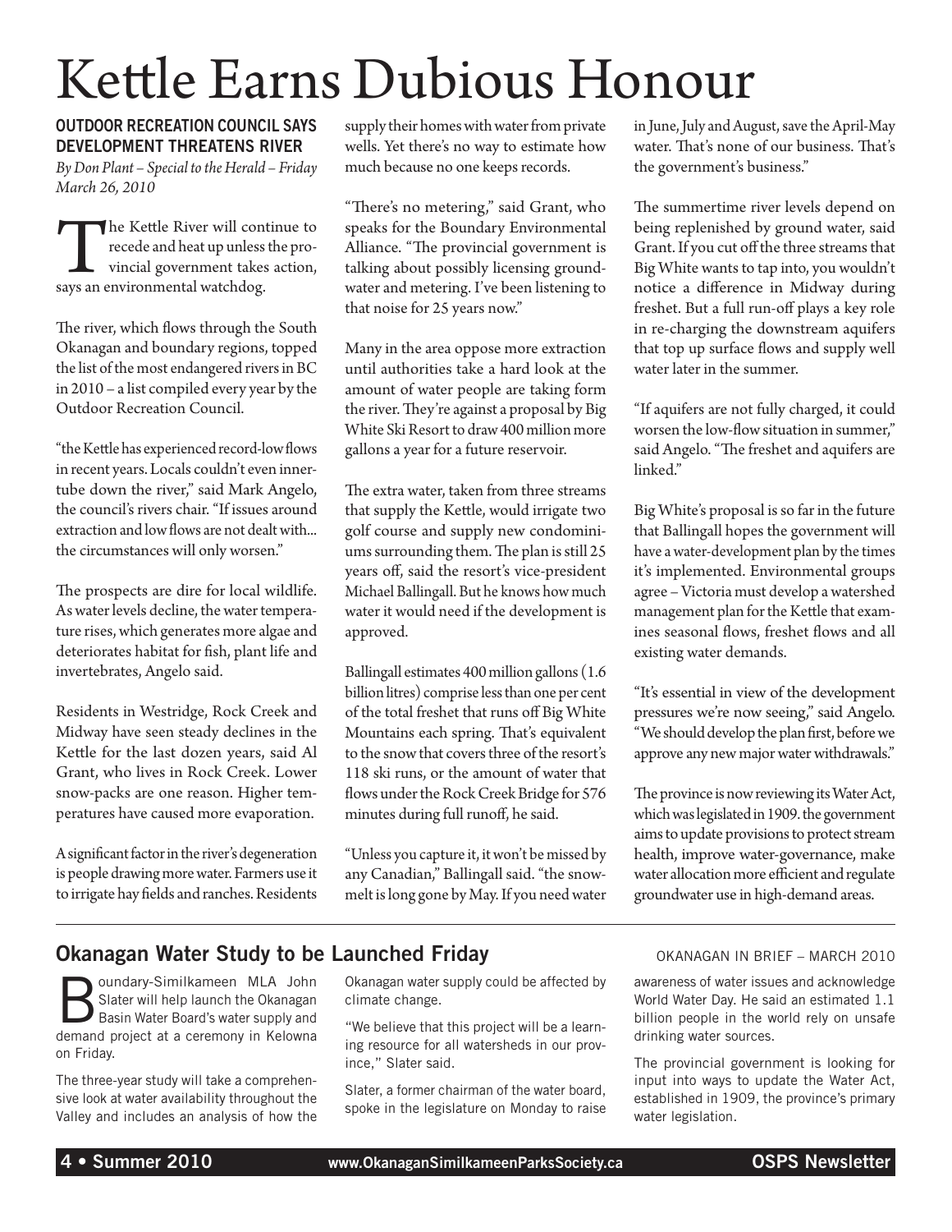# Kettle Earns Dubious Honour

**OUTDOOR RECREATION COUNCIL SAYS DEVELOPMENT THREATENS RIVER**

*By Don Plant – Special to the Herald – Friday March 26, 2010*

The Kettle River will continue to recede and heat up unless the provincial government takes action, says an environmental watchdog.

The river, which flows through the South Okanagan and boundary regions, topped the list of the most endangered rivers in BC in 2010 – a list compiled every year by the Outdoor Recreation Council.

"the Kettle has experienced record-low flows in recent years. Locals couldn't even inner-tube down the river," said Mark Angelo, the council's rivers chair. "If issues around extraction and low flows are not dealt with... the circumstances will only worsen."

The prospects are dire for local wildlife. As water levels decline, the water temperature rises, which generates more algae and deteriorates habitat for fish, plant life and invertebrates, Angelo said.

Residents in Westridge, Rock Creek and Midway have seen steady declines in the Kettle for the last dozen years, said Al Grant, who lives in Rock Creek. Lower snow-packs are one reason. Higher temperatures have caused more evaporation.

A significant factor in the river's degeneration is people drawing more water. Farmers use it to irrigate hay fields and ranches. Residents supply their homes with water from private wells. Yet there's no way to estimate how much because no one keeps records.

"There's no metering," said Grant, who speaks for the Boundary Environmental Alliance. "The provincial government is talking about possibly licensing groundwater and metering. I've been listening to that noise for 25 years now."

Many in the area oppose more extraction until authorities take a hard look at the amount of water people are taking form the river. They're against a proposal by Big White Ski Resort to draw 400 million more gallons a year for a future reservoir.

The extra water, taken from three streams that supply the Kettle, would irrigate two golf course and supply new condominiums surrounding them. The plan is still 25 years off, said the resort's vice-president Michael Ballingall. But he knows how much water it would need if the development is approved.

Ballingall estimates 400 million gallons (1.6 billion litres) comprise less than one per cent of the total freshet that runs off Big White Mountains each spring. That's equivalent to the snow that covers three of the resort's 118 ski runs, or the amount of water that flows under the Rock Creek Bridge for 576 minutes during full runoff, he said.

"Unless you capture it, it won't be missed by any Canadian," Ballingall said. "the snowmelt is long gone by May. If you need water in June, July and August, save the April-May water. That's none of our business. That's the government's business."

The summertime river levels depend on being replenished by ground water, said Grant. If you cut off the three streams that Big White wants to tap into, you wouldn't notice a difference in Midway during freshet. But a full run-off plays a key role in re-charging the downstream aquifers that top up surface flows and supply well water later in the summer.

"If aquifers are not fully charged, it could worsen the low-flow situation in summer," said Angelo. "The freshet and aquifers are linked."

Big White's proposal is so far in the future that Ballingall hopes the government will have a water-development plan by the times it's implemented. Environmental groups agree – Victoria must develop a watershed management plan for the Kettle that examines seasonal flows, freshet flows and all existing water demands.

"It's essential in view of the development pressures we're now seeing," said Angelo. "We should develop the plan first, before we approve any new major water withdrawals."

The province is now reviewing its Water Act, which was legislated in 1909. the government aims to update provisions to protect stream health, improve water-governance, make water allocation more efficient and regulate groundwater use in high-demand areas.

---

## Okanagan Water Study to be Launched Friday

OKANAGAN IN BRIEF – MARCH 2010

Boundary-Similkameen MLA John Slater will help launch the Okanagan Basin Water Board's water supply and demand project at a ceremony in Kelowna on Friday.

The three-year study will take a comprehensive look at water availability throughout the Valley and includes an analysis of how the Okanagan water supply could be affected by climate change.

"We believe that this project will be a learning resource for all watersheds in our province," Slater said.

Slater, a former chairman of the water board, spoke in the legislature on Monday to raise awareness of water issues and acknowledge World Water Day. He said an estimated 1.1 billion people in the world rely on unsafe drinking water sources.

The provincial government is looking for input into ways to update the Water Act, established in 1909, the province's primary water legislation.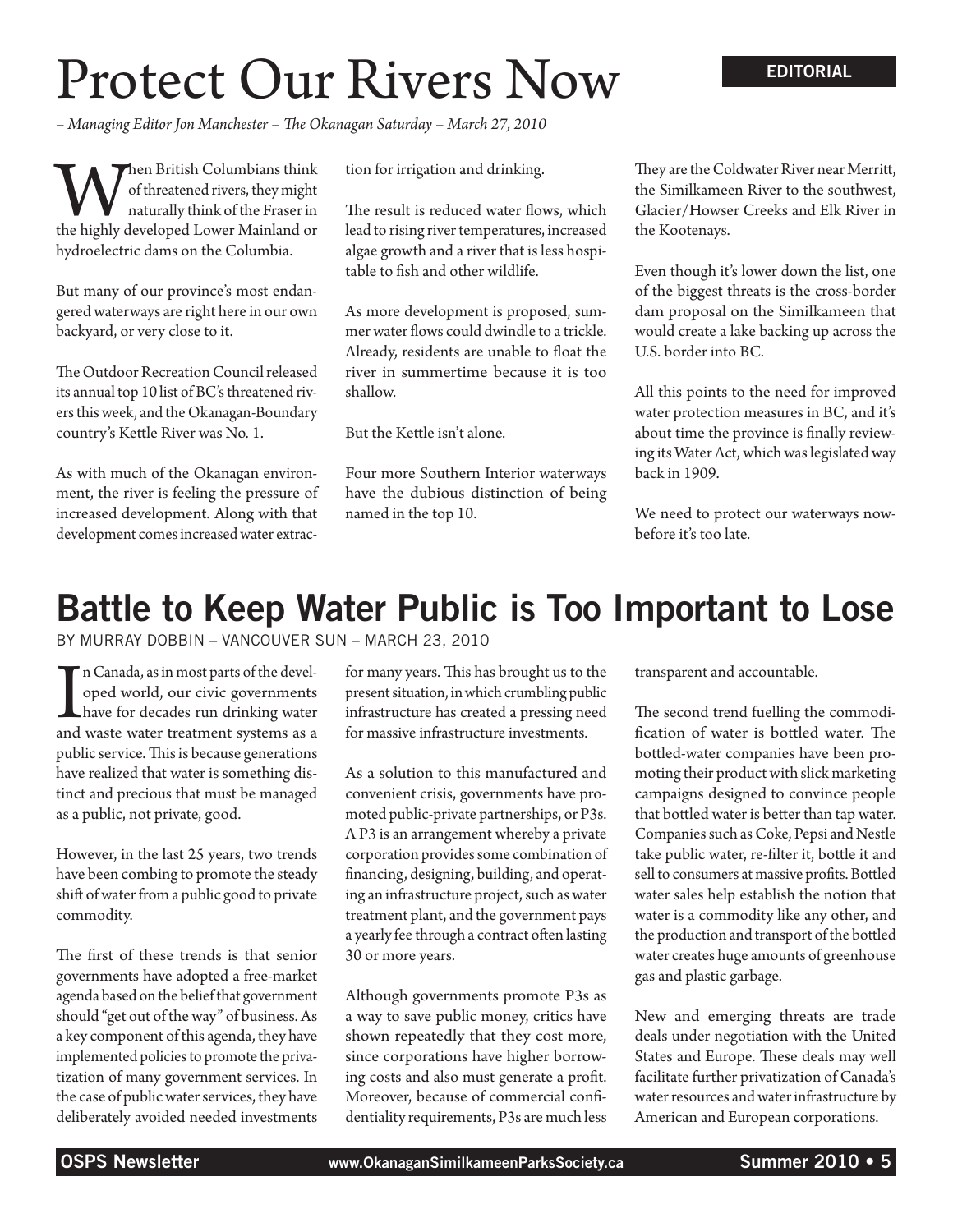# Protect Our Rivers Now

**EDITORIAL**

*– Managing Editor Jon Manchester – The Okanagan Saturday – March 27, 2010*

When British Columbians think of threatened rivers, they might naturally think of the Fraser in the highly developed Lower Mainland or hydroelectric dams on the Columbia.

But many of our province's most endangered waterways are right here in our own backyard, or very close to it.

The Outdoor Recreation Council released its annual top 10 list of BC's threatened rivers this week, and the Okanagan-Boundary country's Kettle River was No. 1.

As with much of the Okanagan environment, the river is feeling the pressure of increased development. Along with that development comes increased water extraction for irrigation and drinking.

The result is reduced water flows, which lead to rising river temperatures, increased algae growth and a river that is less hospitable to fish and other wildlife.

As more development is proposed, summer water flows could dwindle to a trickle. Already, residents are unable to float the river in summertime because it is too shallow.

But the Kettle isn't alone.

Four more Southern Interior waterways have the dubious distinction of being named in the top 10.

They are the Coldwater River near Merritt, the Similkameen River to the southwest, Glacier/Howser Creeks and Elk River in the Kootenays.

Even though it's lower down the list, one of the biggest threats is the cross-border dam proposal on the Similkameen that would create a lake backing up across the U.S. border into BC.

All this points to the need for improved water protection measures in BC, and it's about time the province is finally reviewing its Water Act, which was legislated way back in 1909.

We need to protect our waterways now- before it's too late.

# Battle to Keep Water Public is Too Important to Lose

BY MURRAY DOBBIN – VANCOUVER SUN – MARCH 23, 2010

In Canada, as in most parts of the developed world, our civic governments have for decades run drinking water and waste water treatment systems as a public service. This is because generations have realized that water is something distinct and precious that must be managed as a public, not private, good.

However, in the last 25 years, two trends have been combing to promote the steady shift of water from a public good to private commodity.

The first of these trends is that senior governments have adopted a free-market agenda based on the belief that government should "get out of the way" of business. As a key component of this agenda, they have implemented policies to promote the privatization of many government services. In the case of public water services, they have deliberately avoided needed investments for many years. This has brought us to the present situation, in which crumbling public infrastructure has created a pressing need for massive infrastructure investments.

As a solution to this manufactured and convenient crisis, governments have promoted public-private partnerships, or P3s. A P3 is an arrangement whereby a private corporation provides some combination of financing, designing, building, and operating an infrastructure project, such as water treatment plant, and the government pays a yearly fee through a contract often lasting 30 or more years.

Although governments promote P3s as a way to save public money, critics have shown repeatedly that they cost more, since corporations have higher borrowing costs and also must generate a profit. Moreover, because of commercial confidentiality requirements, P3s are much less transparent and accountable.

The second trend fuelling the commodification of water is bottled water. The bottled-water companies have been promoting their product with slick marketing campaigns designed to convince people that bottled water is better than tap water. Companies such as Coke, Pepsi and Nestle take public water, re-filter it, bottle it and sell to consumers at massive profits. Bottled water sales help establish the notion that water is a commodity like any other, and the production and transport of the bottled water creates huge amounts of greenhouse gas and plastic garbage.

New and emerging threats are trade deals under negotiation with the United States and Europe. These deals may well facilitate further privatization of Canada's water resources and water infrastructure by American and European corporations.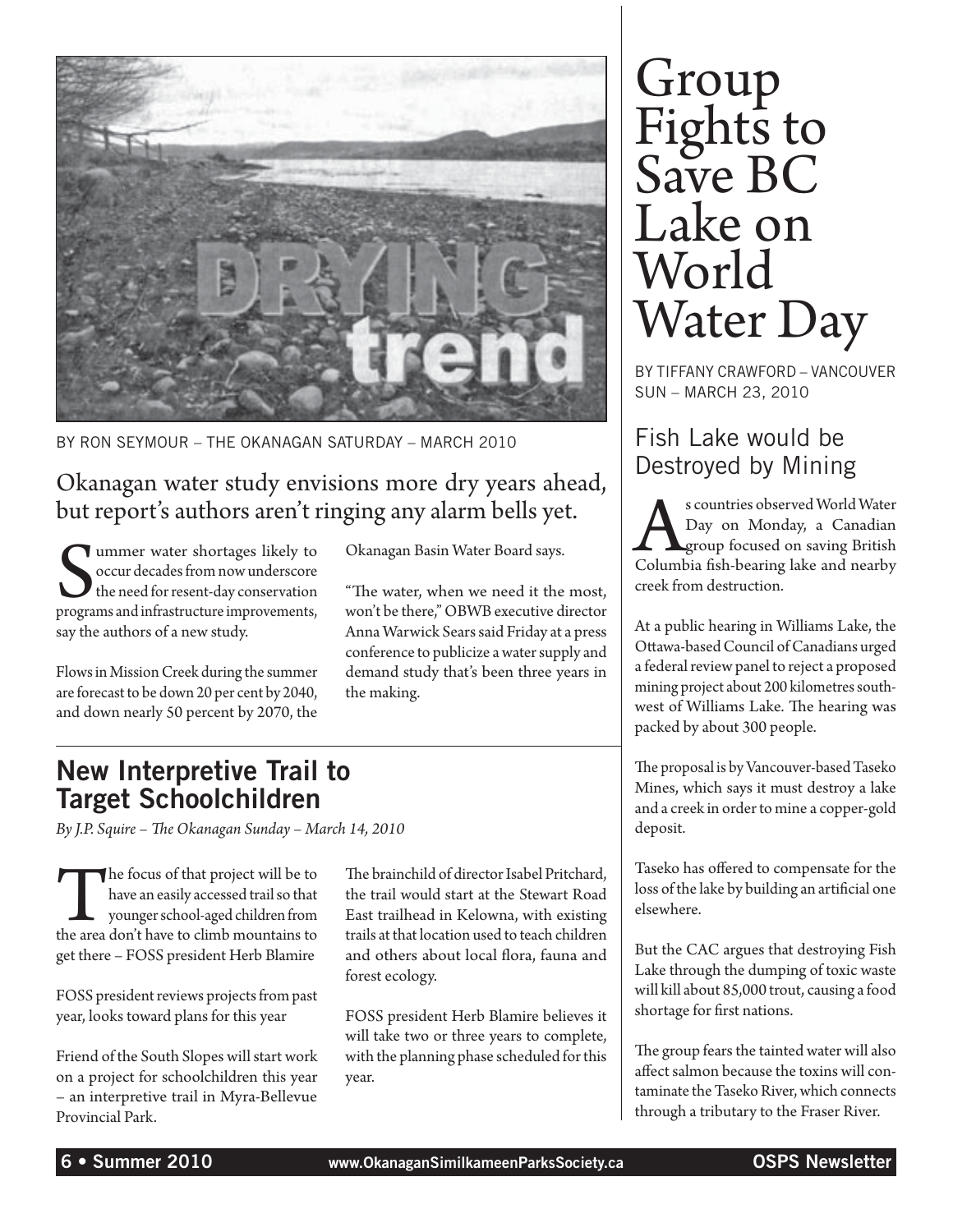DRYING trend

BY RON SEYMOUR – THE OKANAGAN SATURDAY – MARCH 2010

## Okanagan water study envisions more dry years ahead, but report's authors aren't ringing any alarm bells yet.

Summer water shortages likely to occur decades from now underscore the need for resent-day conservation programs and infrastructure improvements, say the authors of a new study.

Flows in Mission Creek during the summer are forecast to be down 20 per cent by 2040, and down nearly 50 percent by 2070, the Okanagan Basin Water Board says.

"The water, when we need it the most, won't be there," OBWB executive director Anna Warwick Sears said Friday at a press conference to publicize a water supply and demand study that's been three years in the making.

## New Interpretive Trail to Target Schoolchildren

*By J.P. Squire – The Okanagan Sunday – March 14, 2010*

The focus of that project will be to have an easily accessed trail so that younger school-aged children from the area don't have to climb mountains to get there – FOSS president Herb Blamire

FOSS president reviews projects from past year, looks toward plans for this year

Friend of the South Slopes will start work on a project for schoolchildren this year – an interpretive trail in Myra-Bellevue Provincial Park.

The brainchild of director Isabel Pritchard, the trail would start at the Stewart Road East trailhead in Kelowna, with existing trails at that location used to teach children and others about local flora, fauna and forest ecology.

FOSS president Herb Blamire believes it will take two or three years to complete, with the planning phase scheduled for this year.

# Group Fights to Save BC Lake on World Water Day

BY TIFFANY CRAWFORD – VANCOUVER SUN – MARCH 23, 2010

## Fish Lake would be Destroyed by Mining

As countries observed World Water Day on Monday, a Canadian group focused on saving British Columbia fish-bearing lake and nearby creek from destruction.

At a public hearing in Williams Lake, the Ottawa-based Council of Canadians urged a federal review panel to reject a proposed mining project about 200 kilometres southwest of Williams Lake. The hearing was packed by about 300 people.

The proposal is by Vancouver-based Taseko Mines, which says it must destroy a lake and a creek in order to mine a copper-gold deposit.

Taseko has offered to compensate for the loss of the lake by building an artificial one elsewhere.

But the CAC argues that destroying Fish Lake through the dumping of toxic waste will kill about 85,000 trout, causing a food shortage for first nations.

The group fears the tainted water will also affect salmon because the toxins will contaminate the Taseko River, which connects through a tributary to the Fraser River.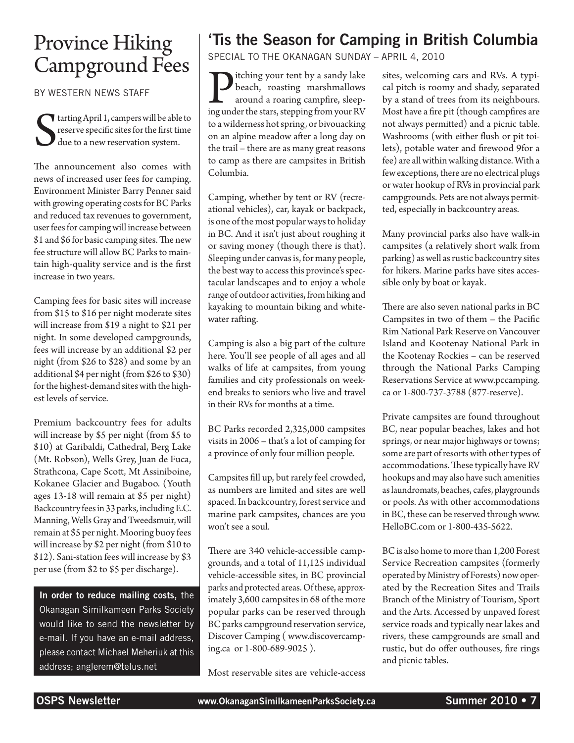# Province Hiking Campground Fees

BY WESTERN NEWS STAFF

Starting April 1, campers will be able to reserve specific sites for the first time due to a new reservation system.

The announcement also comes with news of increased user fees for camping. Environment Minister Barry Penner said with growing operating costs for BC Parks and reduced tax revenues to government, user fees for camping will increase between $1 and $6 for basic camping sites. The new fee structure will allow BC Parks to maintain high-quality service and is the first increase in two years.

Camping fees for basic sites will increase from $15 to $16 per night moderate sites will increase from $19 a night to $21 per night. In some developed campgrounds, fees will increase by an additional $2 per night (from $26 to $28) and some by an additional $4 per night (from $26 to $30) for the highest-demand sites with the highest levels of service.

Premium backcountry fees for adults will increase by $5 per night (from $5 to $10) at Garibaldi, Cathedral, Berg Lake (Mt. Robson), Wells Grey, Juan de Fuca, Strathcona, Cape Scott, Mt Assiniboine, Kokanee Glacier and Bugaboo. (Youth ages 13-18 will remain at $5 per night) Backcountry fees in 33 parks, including E.C. Manning, Wells Gray and Tweedsmuir, will remain at $5 per night. Mooring buoy fees will increase by $2 per night (from $10 to $12). Sani-station fees will increase by $3 per use (from $2 to $5 per discharge).

**In order to reduce mailing costs,** the Okanagan Similkameen Parks Society would like to send the newsletter by e-mail. If you have an e-mail address, please contact Michael Meheriuk at this address; anglerem@telus.net

## 'Tis the Season for Camping in British Columbia

SPECIAL TO THE OKANAGAN SUNDAY – APRIL 4, 2010

Pitching your tent by a sandy lake beach, roasting marshmallows around a roaring campfire, sleeping under the stars, stepping from your RV to a wilderness hot spring, or bivouacking on an alpine meadow after a long day on the trail – there are as many great reasons to camp as there are campsites in British Columbia.

Camping, whether by tent or RV (recreational vehicles), car, kayak or backpack, is one of the most popular ways to holiday in BC. And it isn't just about roughing it or saving money (though there is that). Sleeping under canvas is, for many people, the best way to access this province's spectacular landscapes and to enjoy a whole range of outdoor activities, from hiking and kayaking to mountain biking and whitewater rafting.

Camping is also a big part of the culture here. You'll see people of all ages and all walks of life at campsites, from young families and city professionals on weekend breaks to seniors who live and travel in their RVs for months at a time.

BC Parks recorded 2,325,000 campsites visits in 2006 – that's a lot of camping for a province of only four million people.

Campsites fill up, but rarely feel crowded, as numbers are limited and sites are well spaced. In backcountry, forest service and marine park campsites, chances are you won't see a soul.

There are 340 vehicle-accessible campgrounds, and a total of 11,125 individual vehicle-accessible sites, in BC provincial parks and protected areas. Of these, approximately 3,600 campsites in 68 of the more popular parks can be reserved through BC parks campground reservation service, Discover Camping ( www.discovercamping.ca or 1-800-689-9025 ).

Most reservable sites are vehicle-access sites, welcoming cars and RVs. A typical pitch is roomy and shady, separated by a stand of trees from its neighbours. Most have a fire pit (though campfires are not always permitted) and a picnic table. Washrooms (with either flush or pit toilets), potable water and firewood 9for a fee) are all within walking distance. With a few exceptions, there are no electrical plugs or water hookup of RVs in provincial park campgrounds. Pets are not always permitted, especially in backcountry areas.

Many provincial parks also have walk-in campsites (a relatively short walk from parking) as well as rustic backcountry sites for hikers. Marine parks have sites accessible only by boat or kayak.

There are also seven national parks in BC Campsites in two of them – the Pacific Rim National Park Reserve on Vancouver Island and Kootenay National Park in the Kootenay Rockies – can be reserved through the National Parks Camping Reservations Service at www.pccamping.ca or 1-800-737-3788 (877-reserve).

Private campsites are found throughout BC, near popular beaches, lakes and hot springs, or near major highways or towns; some are part of resorts with other types of accommodations. These typically have RV hookups and may also have such amenities as laundromats, beaches, cafes, playgrounds or pools. As with other accommodations in BC, these can be reserved through www.HelloBC.com or 1-800-435-5622.

BC is also home to more than 1,200 Forest Service Recreation campsites (formerly operated by Ministry of Forests) now operated by the Recreation Sites and Trails Branch of the Ministry of Tourism, Sport and the Arts. Accessed by unpaved forest service roads and typically near lakes and rivers, these campgrounds are small and rustic, but do offer outhouses, fire rings and picnic tables.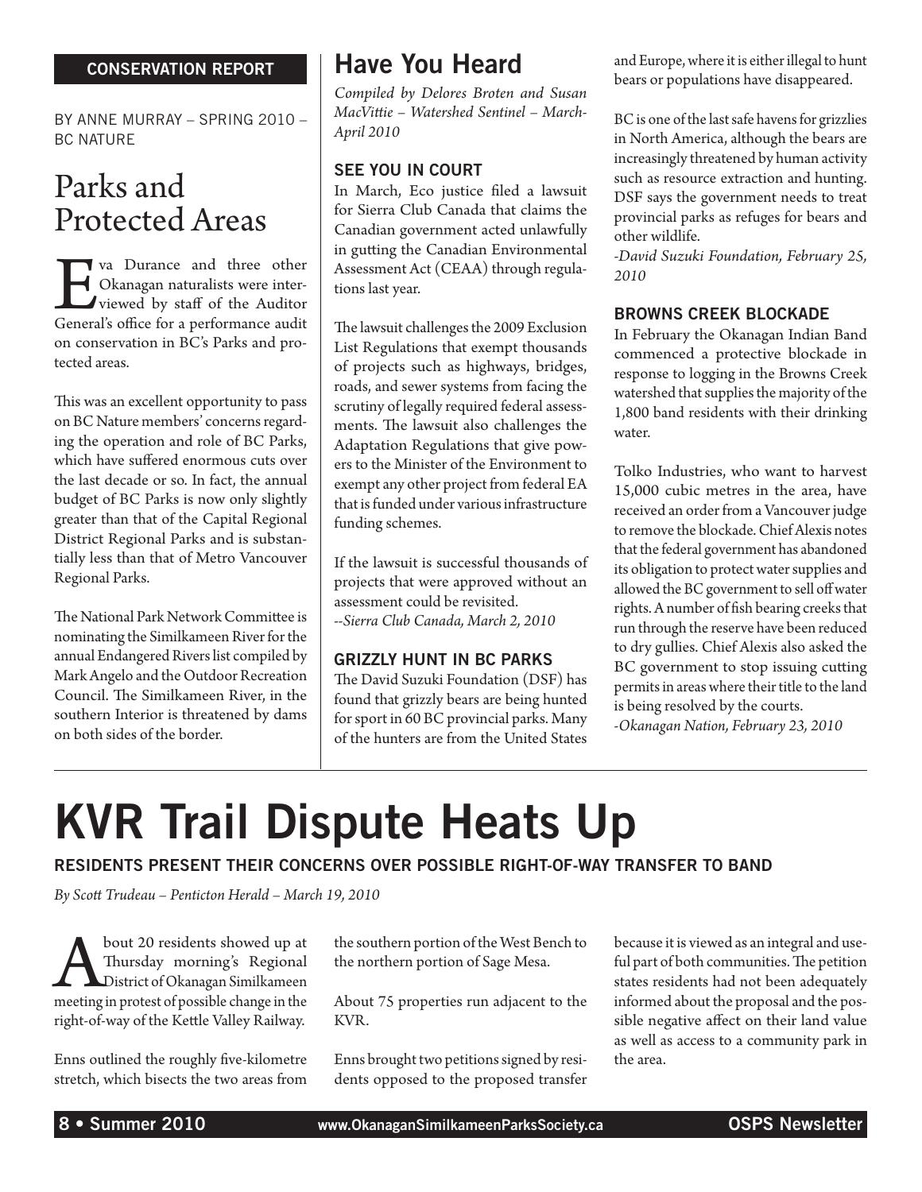CONSERVATION REPORT

BY ANNE MURRAY – SPRING 2010 – BC NATURE

## Parks and Protected Areas

Eva Durance and three other Okanagan naturalists were interviewed by staff of the Auditor General's office for a performance audit on conservation in BC's Parks and protected areas.

This was an excellent opportunity to pass on BC Nature members' concerns regarding the operation and role of BC Parks, which have suffered enormous cuts over the last decade or so. In fact, the annual budget of BC Parks is now only slightly greater than that of the Capital Regional District Regional Parks and is substantially less than that of Metro Vancouver Regional Parks.

The National Park Network Committee is nominating the Similkameen River for the annual Endangered Rivers list compiled by Mark Angelo and the Outdoor Recreation Council. The Similkameen River, in the southern Interior is threatened by dams on both sides of the border.

## Have You Heard

*Compiled by Delores Broten and Susan MacVittie – Watershed Sentinel – March-April 2010*

### SEE YOU IN COURT

In March, Eco justice filed a lawsuit for Sierra Club Canada that claims the Canadian government acted unlawfully in gutting the Canadian Environmental Assessment Act (CEAA) through regulations last year.

The lawsuit challenges the 2009 Exclusion List Regulations that exempt thousands of projects such as highways, bridges, roads, and sewer systems from facing the scrutiny of legally required federal assessments. The lawsuit also challenges the Adaptation Regulations that give powers to the Minister of the Environment to exempt any other project from federal EA that is funded under various infrastructure funding schemes.

If the lawsuit is successful thousands of projects that were approved without an assessment could be revisited.
*--Sierra Club Canada, March 2, 2010*

### GRIZZLY HUNT IN BC PARKS

The David Suzuki Foundation (DSF) has found that grizzly bears are being hunted for sport in 60 BC provincial parks. Many of the hunters are from the United States and Europe, where it is either illegal to hunt bears or populations have disappeared.

BC is one of the last safe havens for grizzlies in North America, although the bears are increasingly threatened by human activity such as resource extraction and hunting. DSF says the government needs to treat provincial parks as refuges for bears and other wildlife.
*-David Suzuki Foundation, February 25, 2010*

### BROWNS CREEK BLOCKADE

In February the Okanagan Indian Band commenced a protective blockade in response to logging in the Browns Creek watershed that supplies the majority of the 1,800 band residents with their drinking water.

Tolko Industries, who want to harvest 15,000 cubic metres in the area, have received an order from a Vancouver judge to remove the blockade. Chief Alexis notes that the federal government has abandoned its obligation to protect water supplies and allowed the BC government to sell off water rights. A number of fish bearing creeks that run through the reserve have been reduced to dry gullies. Chief Alexis also asked the BC government to stop issuing cutting permits in areas where their title to the land is being resolved by the courts.
*-Okanagan Nation, February 23, 2010*

# KVR Trail Dispute Heats Up

### RESIDENTS PRESENT THEIR CONCERNS OVER POSSIBLE RIGHT-OF-WAY TRANSFER TO BAND

*By Scott Trudeau – Penticton Herald – March 19, 2010*

About 20 residents showed up at Thursday morning's Regional District of Okanagan Similkameen meeting in protest of possible change in the right-of-way of the Kettle Valley Railway.

Enns outlined the roughly five-kilometre stretch, which bisects the two areas from the southern portion of the West Bench to the northern portion of Sage Mesa.

About 75 properties run adjacent to the KVR.

Enns brought two petitions signed by residents opposed to the proposed transfer because it is viewed as an integral and useful part of both communities. The petition states residents had not been adequately informed about the proposal and the possible negative affect on their land value as well as access to a community park in the area.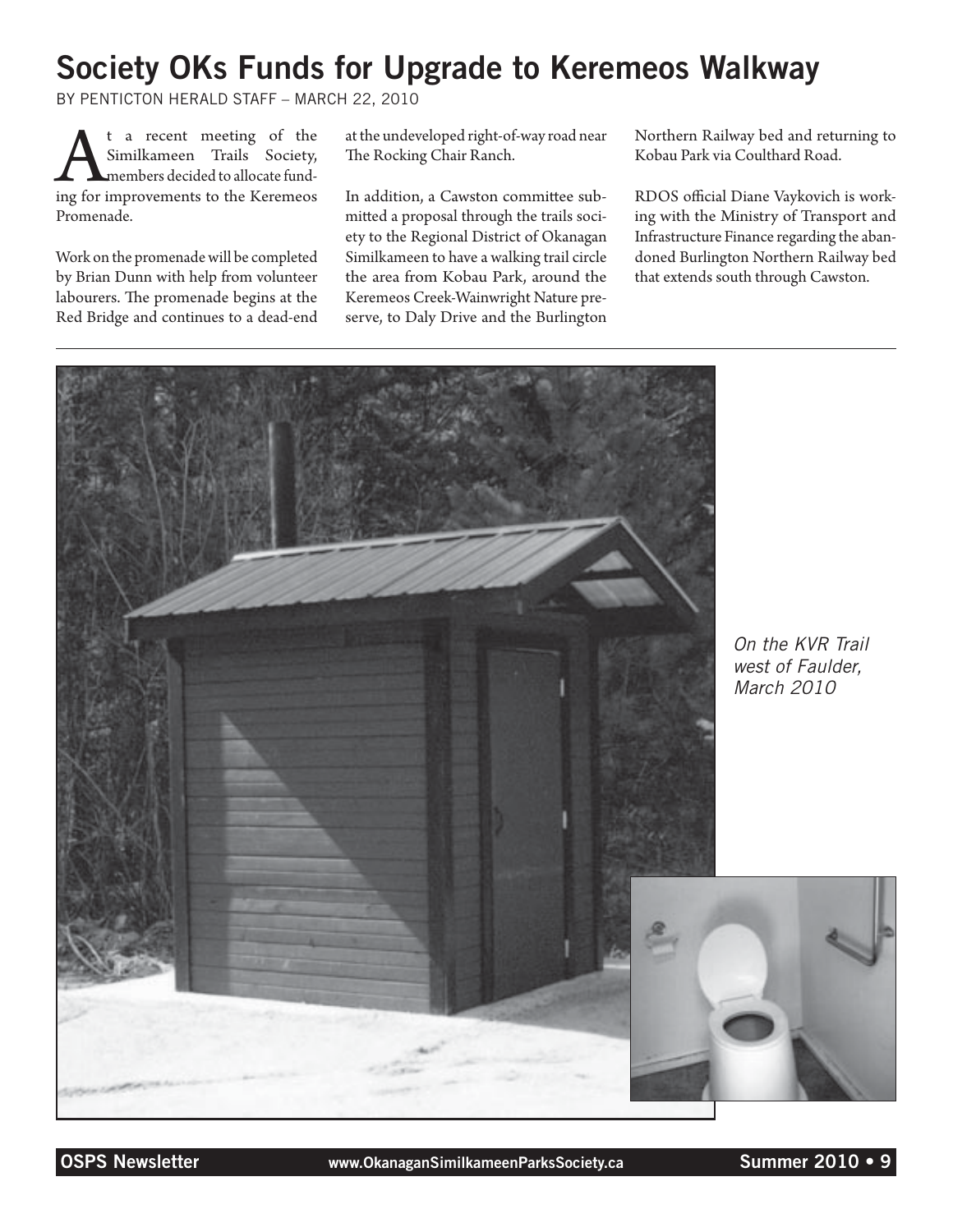# Society OKs Funds for Upgrade to Keremeos Walkway

BY PENTICTON HERALD STAFF – MARCH 22, 2010

At a recent meeting of the Similkameen Trails Society, members decided to allocate funding for improvements to the Keremeos Promenade.

Work on the promenade will be completed by Brian Dunn with help from volunteer labourers. The promenade begins at the Red Bridge and continues to a dead-end at the undeveloped right-of-way road near The Rocking Chair Ranch.

In addition, a Cawston committee submitted a proposal through the trails society to the Regional District of Okanagan Similkameen to have a walking trail circle the area from Kobau Park, around the Keremeos Creek-Wainwright Nature preserve, to Daly Drive and the Burlington Northern Railway bed and returning to Kobau Park via Coulthard Road.

RDOS official Diane Vaykovich is working with the Ministry of Transport and Infrastructure Finance regarding the abandoned Burlington Northern Railway bed that extends south through Cawston.

*On the KVR Trail west of Faulder, March 2010*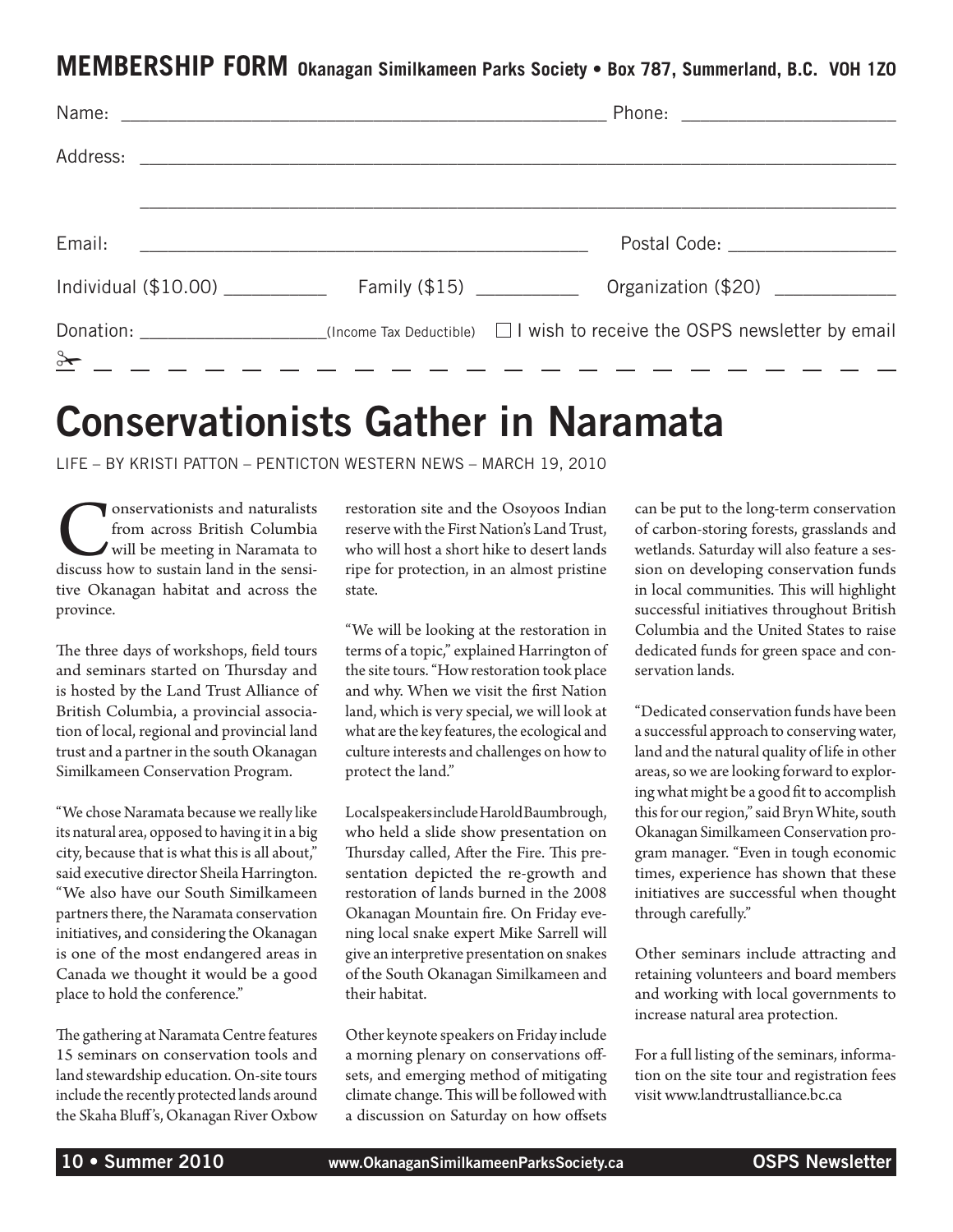**MEMBERSHIP FORM** Okanagan Similkameen Parks Society • Box 787, Summerland, B.C. V0H 1Z0

Name: ______________________________ Phone: ______________________

Address: ____________________________________________________________

____________________________________________________________

Email: ______________________________ Postal Code: ________________

Individual ($10.00) __________ Family ($15) __________ Organization ($20) ____________

Donation: ____________________(Income Tax Deductible) ☐ I wish to receive the OSPS newsletter by email

# Conservationists Gather in Naramata

LIFE – BY KRISTI PATTON – PENTICTON WESTERN NEWS – MARCH 19, 2010

Conservationists and naturalists from across British Columbia will be meeting in Naramata to discuss how to sustain land in the sensitive Okanagan habitat and across the province.

The three days of workshops, field tours and seminars started on Thursday and is hosted by the Land Trust Alliance of British Columbia, a provincial association of local, regional and provincial land trust and a partner in the south Okanagan Similkameen Conservation Program.

"We chose Naramata because we really like its natural area, opposed to having it in a big city, because that is what this is all about," said executive director Sheila Harrington. "We also have our South Similkameen partners there, the Naramata conservation initiatives, and considering the Okanagan is one of the most endangered areas in Canada we thought it would be a good place to hold the conference."

The gathering at Naramata Centre features 15 seminars on conservation tools and land stewardship education. On-site tours include the recently protected lands around the Skaha Bluff's, Okanagan River Oxbow restoration site and the Osoyoos Indian reserve with the First Nation's Land Trust, who will host a short hike to desert lands ripe for protection, in an almost pristine state.

"We will be looking at the restoration in terms of a topic," explained Harrington of the site tours. "How restoration took place and why. When we visit the first Nation land, which is very special, we will look at what are the key features, the ecological and culture interests and challenges on how to protect the land."

Local speakers include Harold Baumbrough, who held a slide show presentation on Thursday called, After the Fire. This presentation depicted the re-growth and restoration of lands burned in the 2008 Okanagan Mountain fire. On Friday evening local snake expert Mike Sarrell will give an interpretive presentation on snakes of the South Okanagan Similkameen and their habitat.

Other keynote speakers on Friday include a morning plenary on conservations offsets, and emerging method of mitigating climate change. This will be followed with a discussion on Saturday on how offsets can be put to the long-term conservation of carbon-storing forests, grasslands and wetlands. Saturday will also feature a session on developing conservation funds in local communities. This will highlight successful initiatives throughout British Columbia and the United States to raise dedicated funds for green space and conservation lands.

"Dedicated conservation funds have been a successful approach to conserving water, land and the natural quality of life in other areas, so we are looking forward to exploring what might be a good fit to accomplish this for our region," said Bryn White, south Okanagan Similkameen Conservation program manager. "Even in tough economic times, experience has shown that these initiatives are successful when thought through carefully."

Other seminars include attracting and retaining volunteers and board members and working with local governments to increase natural area protection.

For a full listing of the seminars, information on the site tour and registration fees visit www.landtrustalliance.bc.ca